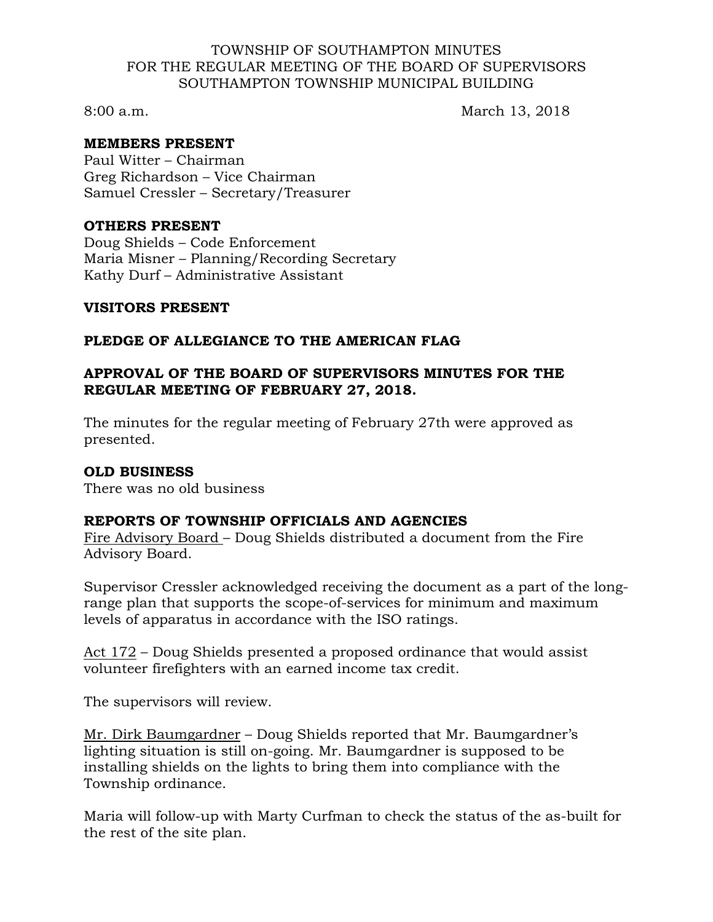TOWNSHIP OF SOUTHAMPTON MINUTES
FOR THE REGULAR MEETING OF THE BOARD OF SUPERVISORS
SOUTHAMPTON TOWNSHIP MUNICIPAL BUILDING

8:00 a.m. March 13, 2018

**MEMBERS PRESENT**

Paul Witter – Chairman
Greg Richardson – Vice Chairman
Samuel Cressler – Secretary/Treasurer

**OTHERS PRESENT**

Doug Shields – Code Enforcement
Maria Misner – Planning/Recording Secretary
Kathy Durf – Administrative Assistant

**VISITORS PRESENT**

**PLEDGE OF ALLEGIANCE TO THE AMERICAN FLAG**

**APPROVAL OF THE BOARD OF SUPERVISORS MINUTES FOR THE REGULAR MEETING OF FEBRUARY 27, 2018.**

The minutes for the regular meeting of February 27th were approved as presented.

**OLD BUSINESS**

There was no old business

**REPORTS OF TOWNSHIP OFFICIALS AND AGENCIES**

Fire Advisory Board – Doug Shields distributed a document from the Fire Advisory Board.

Supervisor Cressler acknowledged receiving the document as a part of the long-range plan that supports the scope-of-services for minimum and maximum levels of apparatus in accordance with the ISO ratings.

Act 172 – Doug Shields presented a proposed ordinance that would assist volunteer firefighters with an earned income tax credit.

The supervisors will review.

Mr. Dirk Baumgardner – Doug Shields reported that Mr. Baumgardner's lighting situation is still on-going. Mr. Baumgardner is supposed to be installing shields on the lights to bring them into compliance with the Township ordinance.

Maria will follow-up with Marty Curfman to check the status of the as-built for the rest of the site plan.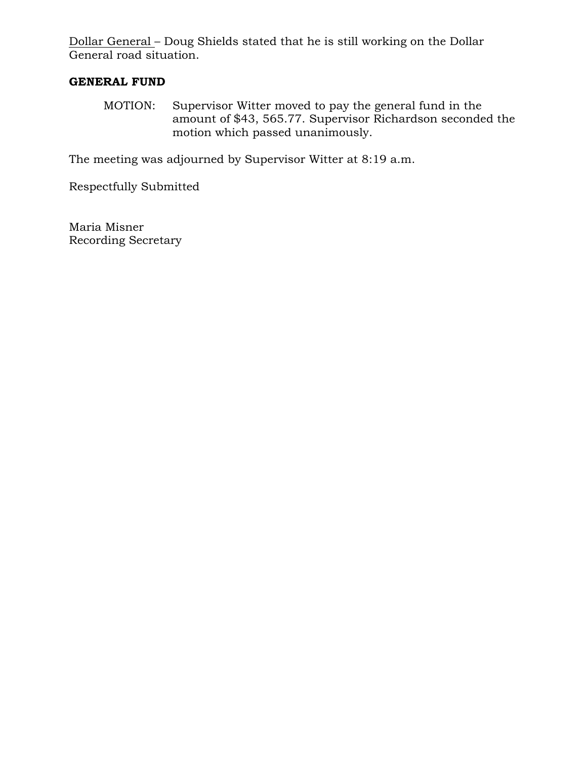<u>Dollar General</u> – Doug Shields stated that he is still working on the Dollar General road situation.

**GENERAL FUND**

MOTION: Supervisor Witter moved to pay the general fund in the amount of $43, 565.77. Supervisor Richardson seconded the motion which passed unanimously.

The meeting was adjourned by Supervisor Witter at 8:19 a.m.

Respectfully Submitted

Maria Misner
Recording Secretary